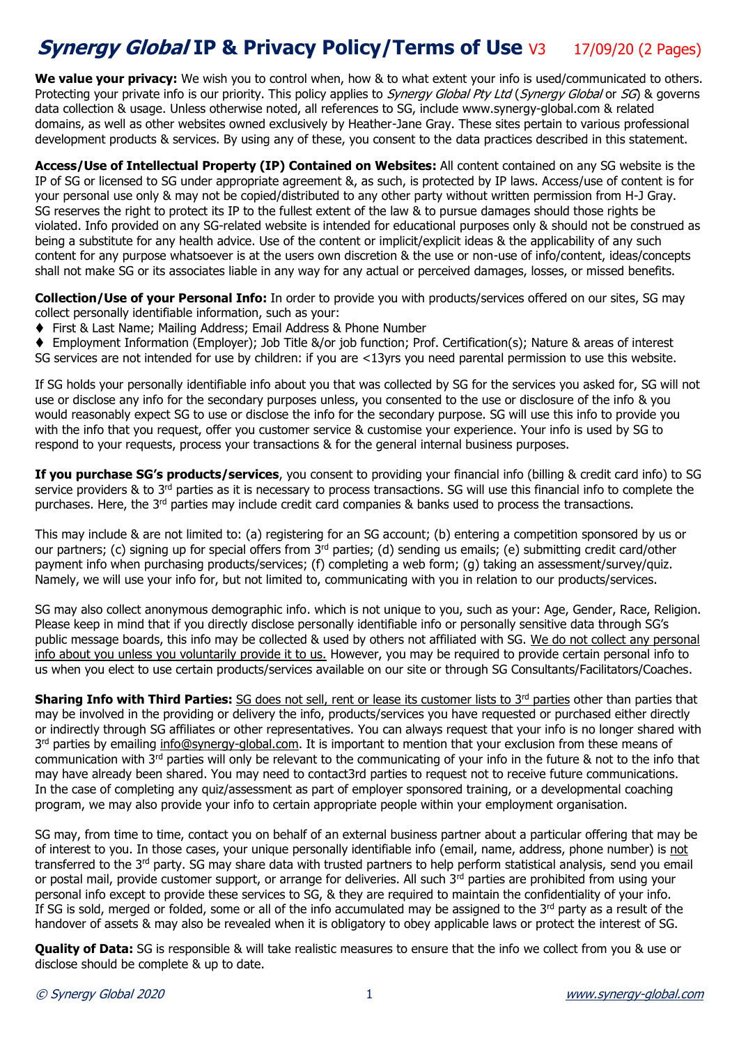# *Synergy Global* IP & Privacy Policy/Terms of Use V3 17/09/20 (2 Pages)

**We value your privacy:** We wish you to control when, how & to what extent your info is used/communicated to others. Protecting your private info is our priority. This policy applies to *Synergy Global Pty Ltd* (*Synergy Global* or *SG*) & governs data collection & usage. Unless otherwise noted, all references to SG, include www.synergy-global.com & related domains, as well as other websites owned exclusively by Heather-Jane Gray. These sites pertain to various professional development products & services. By using any of these, you consent to the data practices described in this statement.

**Access/Use of Intellectual Property (IP) Contained on Websites:** All content contained on any SG website is the IP of SG or licensed to SG under appropriate agreement &, as such, is protected by IP laws. Access/use of content is for your personal use only & may not be copied/distributed to any other party without written permission from H-J Gray. SG reserves the right to protect its IP to the fullest extent of the law & to pursue damages should those rights be violated. Info provided on any SG-related website is intended for educational purposes only & should not be construed as being a substitute for any health advice. Use of the content or implicit/explicit ideas & the applicability of any such content for any purpose whatsoever is at the users own discretion & the use or non-use of info/content, ideas/concepts shall not make SG or its associates liable in any way for any actual or perceived damages, losses, or missed benefits.

**Collection/Use of your Personal Info:** In order to provide you with products/services offered on our sites, SG may collect personally identifiable information, such as your:

- First & Last Name; Mailing Address; Email Address & Phone Number
- Employment Information (Employer); Job Title &/or job function; Prof. Certification(s); Nature & areas of interest

SG services are not intended for use by children: if you are <13yrs you need parental permission to use this website.

If SG holds your personally identifiable info about you that was collected by SG for the services you asked for, SG will not use or disclose any info for the secondary purposes unless, you consented to the use or disclosure of the info & you would reasonably expect SG to use or disclose the info for the secondary purpose. SG will use this info to provide you with the info that you request, offer you customer service & customise your experience. Your info is used by SG to respond to your requests, process your transactions & for the general internal business purposes.

**If you purchase SG's products/services**, you consent to providing your financial info (billing & credit card info) to SG service providers & to 3rd parties as it is necessary to process transactions. SG will use this financial info to complete the purchases. Here, the 3rd parties may include credit card companies & banks used to process the transactions.

This may include & are not limited to: (a) registering for an SG account; (b) entering a competition sponsored by us or our partners; (c) signing up for special offers from 3rd parties; (d) sending us emails; (e) submitting credit card/other payment info when purchasing products/services; (f) completing a web form; (g) taking an assessment/survey/quiz. Namely, we will use your info for, but not limited to, communicating with you in relation to our products/services.

SG may also collect anonymous demographic info. which is not unique to you, such as your: Age, Gender, Race, Religion. Please keep in mind that if you directly disclose personally identifiable info or personally sensitive data through SG's public message boards, this info may be collected & used by others not affiliated with SG. We do not collect any personal info about you unless you voluntarily provide it to us. However, you may be required to provide certain personal info to us when you elect to use certain products/services available on our site or through SG Consultants/Facilitators/Coaches.

**Sharing Info with Third Parties:** SG does not sell, rent or lease its customer lists to 3rd parties other than parties that may be involved in the providing or delivery the info, products/services you have requested or purchased either directly or indirectly through SG affiliates or other representatives. You can always request that your info is no longer shared with 3rd parties by emailing info@synergy-global.com. It is important to mention that your exclusion from these means of communication with 3rd parties will only be relevant to the communicating of your info in the future & not to the info that may have already been shared. You may need to contact3rd parties to request not to receive future communications. In the case of completing any quiz/assessment as part of employer sponsored training, or a developmental coaching program, we may also provide your info to certain appropriate people within your employment organisation.

SG may, from time to time, contact you on behalf of an external business partner about a particular offering that may be of interest to you. In those cases, your unique personally identifiable info (email, name, address, phone number) is not transferred to the 3rd party. SG may share data with trusted partners to help perform statistical analysis, send you email or postal mail, provide customer support, or arrange for deliveries. All such 3rd parties are prohibited from using your personal info except to provide these services to SG, & they are required to maintain the confidentiality of your info. If SG is sold, merged or folded, some or all of the info accumulated may be assigned to the 3rd party as a result of the handover of assets & may also be revealed when it is obligatory to obey applicable laws or protect the interest of SG.

**Quality of Data:** SG is responsible & will take realistic measures to ensure that the info we collect from you & use or disclose should be complete & up to date.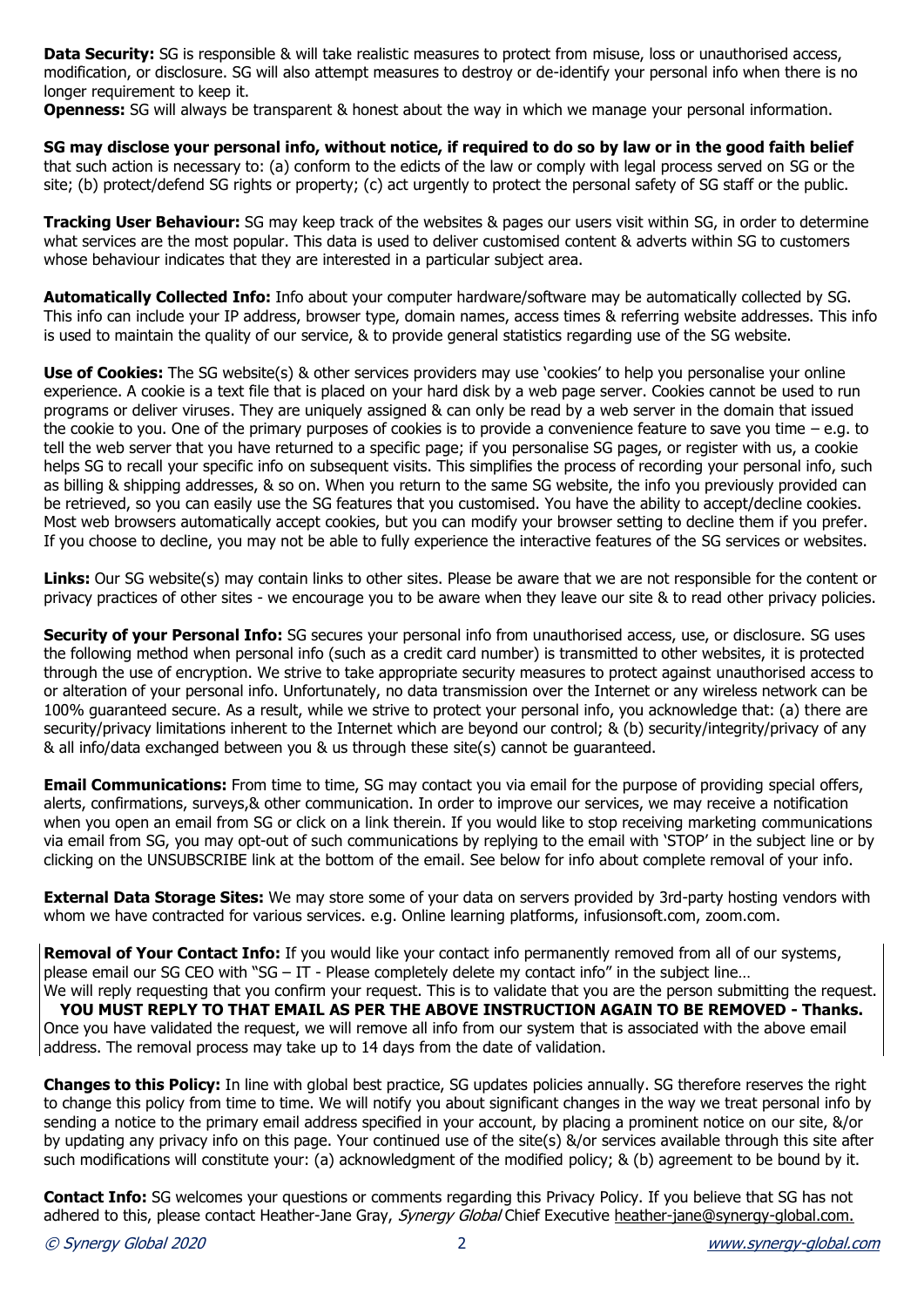**Data Security:** SG is responsible & will take realistic measures to protect from misuse, loss or unauthorised access, modification, or disclosure. SG will also attempt measures to destroy or de-identify your personal info when there is no longer requirement to keep it.

**Openness:** SG will always be transparent & honest about the way in which we manage your personal information.

**SG may disclose your personal info, without notice, if required to do so by law or in the good faith belief** that such action is necessary to: (a) conform to the edicts of the law or comply with legal process served on SG or the site; (b) protect/defend SG rights or property; (c) act urgently to protect the personal safety of SG staff or the public.

**Tracking User Behaviour:** SG may keep track of the websites & pages our users visit within SG, in order to determine what services are the most popular. This data is used to deliver customised content & adverts within SG to customers whose behaviour indicates that they are interested in a particular subject area.

**Automatically Collected Info:** Info about your computer hardware/software may be automatically collected by SG. This info can include your IP address, browser type, domain names, access times & referring website addresses. This info is used to maintain the quality of our service, & to provide general statistics regarding use of the SG website.

**Use of Cookies:** The SG website(s) & other services providers may use 'cookies' to help you personalise your online experience. A cookie is a text file that is placed on your hard disk by a web page server. Cookies cannot be used to run programs or deliver viruses. They are uniquely assigned & can only be read by a web server in the domain that issued the cookie to you. One of the primary purposes of cookies is to provide a convenience feature to save you time – e.g. to tell the web server that you have returned to a specific page; if you personalise SG pages, or register with us, a cookie helps SG to recall your specific info on subsequent visits. This simplifies the process of recording your personal info, such as billing & shipping addresses, & so on. When you return to the same SG website, the info you previously provided can be retrieved, so you can easily use the SG features that you customised. You have the ability to accept/decline cookies. Most web browsers automatically accept cookies, but you can modify your browser setting to decline them if you prefer. If you choose to decline, you may not be able to fully experience the interactive features of the SG services or websites.

**Links:** Our SG website(s) may contain links to other sites. Please be aware that we are not responsible for the content or privacy practices of other sites - we encourage you to be aware when they leave our site & to read other privacy policies.

**Security of your Personal Info:** SG secures your personal info from unauthorised access, use, or disclosure. SG uses the following method when personal info (such as a credit card number) is transmitted to other websites, it is protected through the use of encryption. We strive to take appropriate security measures to protect against unauthorised access to or alteration of your personal info. Unfortunately, no data transmission over the Internet or any wireless network can be 100% guaranteed secure. As a result, while we strive to protect your personal info, you acknowledge that: (a) there are security/privacy limitations inherent to the Internet which are beyond our control; & (b) security/integrity/privacy of any & all info/data exchanged between you & us through these site(s) cannot be guaranteed.

**Email Communications:** From time to time, SG may contact you via email for the purpose of providing special offers, alerts, confirmations, surveys,& other communication. In order to improve our services, we may receive a notification when you open an email from SG or click on a link therein. If you would like to stop receiving marketing communications via email from SG, you may opt-out of such communications by replying to the email with 'STOP' in the subject line or by clicking on the UNSUBSCRIBE link at the bottom of the email. See below for info about complete removal of your info.

**External Data Storage Sites:** We may store some of your data on servers provided by 3rd-party hosting vendors with whom we have contracted for various services. e.g. Online learning platforms, infusionsoft.com, zoom.com.

**Removal of Your Contact Info:** If you would like your contact info permanently removed from all of our systems, please email our SG CEO with "SG – IT - Please completely delete my contact info" in the subject line…
We will reply requesting that you confirm your request. This is to validate that you are the person submitting the request.
**YOU MUST REPLY TO THAT EMAIL AS PER THE ABOVE INSTRUCTION AGAIN TO BE REMOVED - Thanks.**
Once you have validated the request, we will remove all info from our system that is associated with the above email address. The removal process may take up to 14 days from the date of validation.

**Changes to this Policy:** In line with global best practice, SG updates policies annually. SG therefore reserves the right to change this policy from time to time. We will notify you about significant changes in the way we treat personal info by sending a notice to the primary email address specified in your account, by placing a prominent notice on our site, &/or by updating any privacy info on this page. Your continued use of the site(s) &/or services available through this site after such modifications will constitute your: (a) acknowledgment of the modified policy; & (b) agreement to be bound by it.

**Contact Info:** SG welcomes your questions or comments regarding this Privacy Policy. If you believe that SG has not adhered to this, please contact Heather-Jane Gray, *Synergy Global* Chief Executive heather-jane@synergy-global.com.

*© Synergy Global 2020* *www.synergy-global.com*